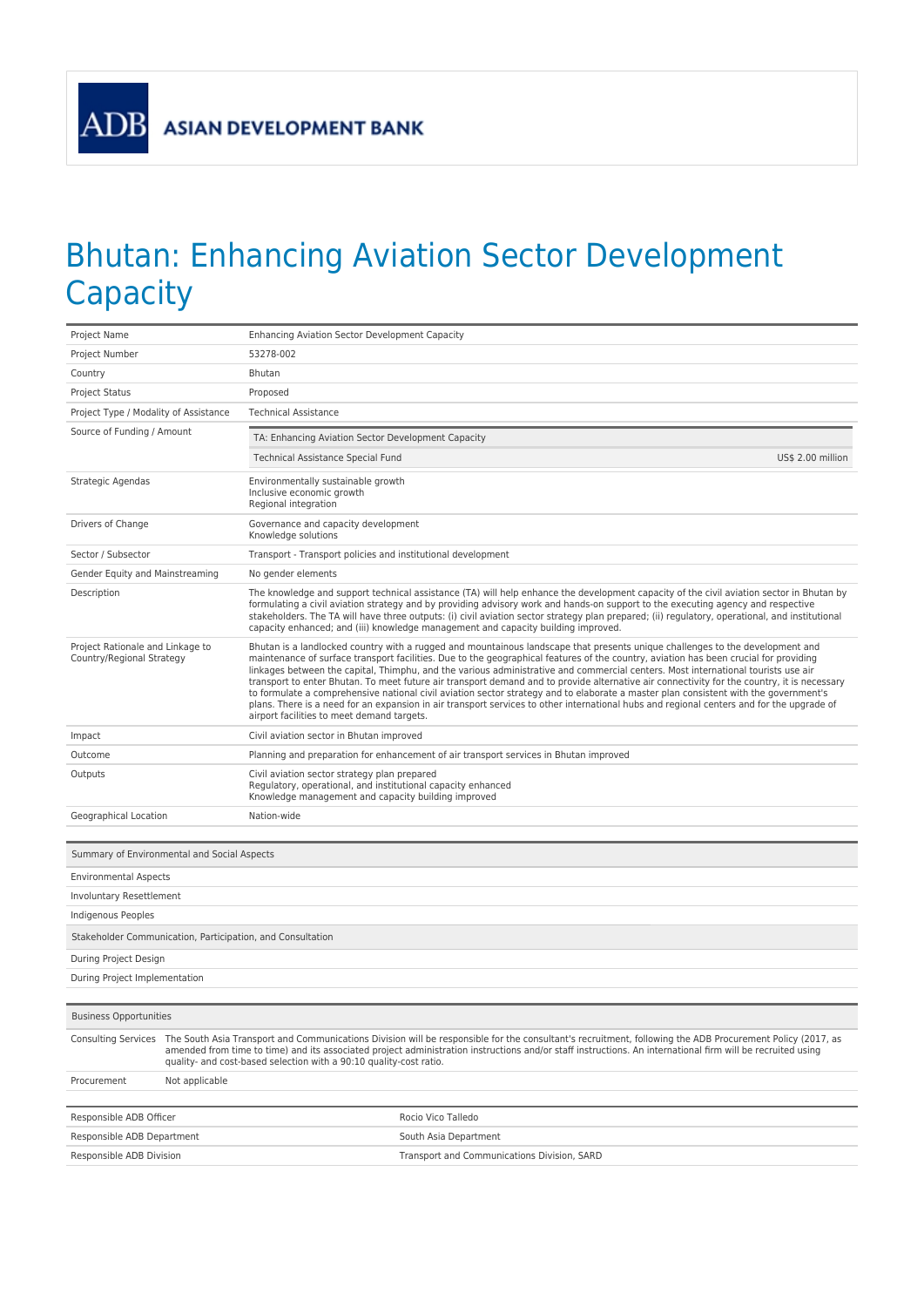ADB ASIAN DEVELOPMENT BANK

# Bhutan: Enhancing Aviation Sector Development Capacity

| | |
|---|---|
| Project Name | Enhancing Aviation Sector Development Capacity |
| Project Number | 53278-002 |
| Country | Bhutan |
| Project Status | Proposed |
| Project Type / Modality of Assistance | Technical Assistance |
| Source of Funding / Amount | TA: Enhancing Aviation Sector Development Capacity<br>Technical Assistance Special Fund — US$ 2.00 million |
| Strategic Agendas | Environmentally sustainable growth<br>Inclusive economic growth<br>Regional integration |
| Drivers of Change | Governance and capacity development<br>Knowledge solutions |
| Sector / Subsector | Transport - Transport policies and institutional development |
| Gender Equity and Mainstreaming | No gender elements |
| Description | The knowledge and support technical assistance (TA) will help enhance the development capacity of the civil aviation sector in Bhutan by formulating a civil aviation strategy and by providing advisory work and hands-on support to the executing agency and respective stakeholders. The TA will have three outputs: (i) civil aviation sector strategy plan prepared; (ii) regulatory, operational, and institutional capacity enhanced; and (iii) knowledge management and capacity building improved. |
| Project Rationale and Linkage to Country/Regional Strategy | Bhutan is a landlocked country with a rugged and mountainous landscape that presents unique challenges to the development and maintenance of surface transport facilities. Due to the geographical features of the country, aviation has been crucial for providing linkages between the capital, Thimphu, and the various administrative and commercial centers. Most international tourists use air transport to enter Bhutan. To meet future air transport demand and to provide alternative air connectivity for the country, it is necessary to formulate a comprehensive national civil aviation sector strategy and to elaborate a master plan consistent with the government's plans. There is a need for an expansion in air transport services to other international hubs and regional centers and for the upgrade of airport facilities to meet demand targets. |
| Impact | Civil aviation sector in Bhutan improved |
| Outcome | Planning and preparation for enhancement of air transport services in Bhutan improved |
| Outputs | Civil aviation sector strategy plan prepared<br>Regulatory, operational, and institutional capacity enhanced<br>Knowledge management and capacity building improved |
| Geographical Location | Nation-wide |

| Summary of Environmental and Social Aspects | |
|---|---|
| Environmental Aspects | |
| Involuntary Resettlement | |
| Indigenous Peoples | |
| **Stakeholder Communication, Participation, and Consultation** | |
| During Project Design | |
| During Project Implementation | |

| Business Opportunities | |
|---|---|
| Consulting Services | The South Asia Transport and Communications Division will be responsible for the consultant's recruitment, following the ADB Procurement Policy (2017, as amended from time to time) and its associated project administration instructions and/or staff instructions. An international firm will be recruited using quality- and cost-based selection with a 90:10 quality-cost ratio. |
| Procurement | Not applicable |

| | |
|---|---|
| Responsible ADB Officer | Rocio Vico Talledo |
| Responsible ADB Department | South Asia Department |
| Responsible ADB Division | Transport and Communications Division, SARD |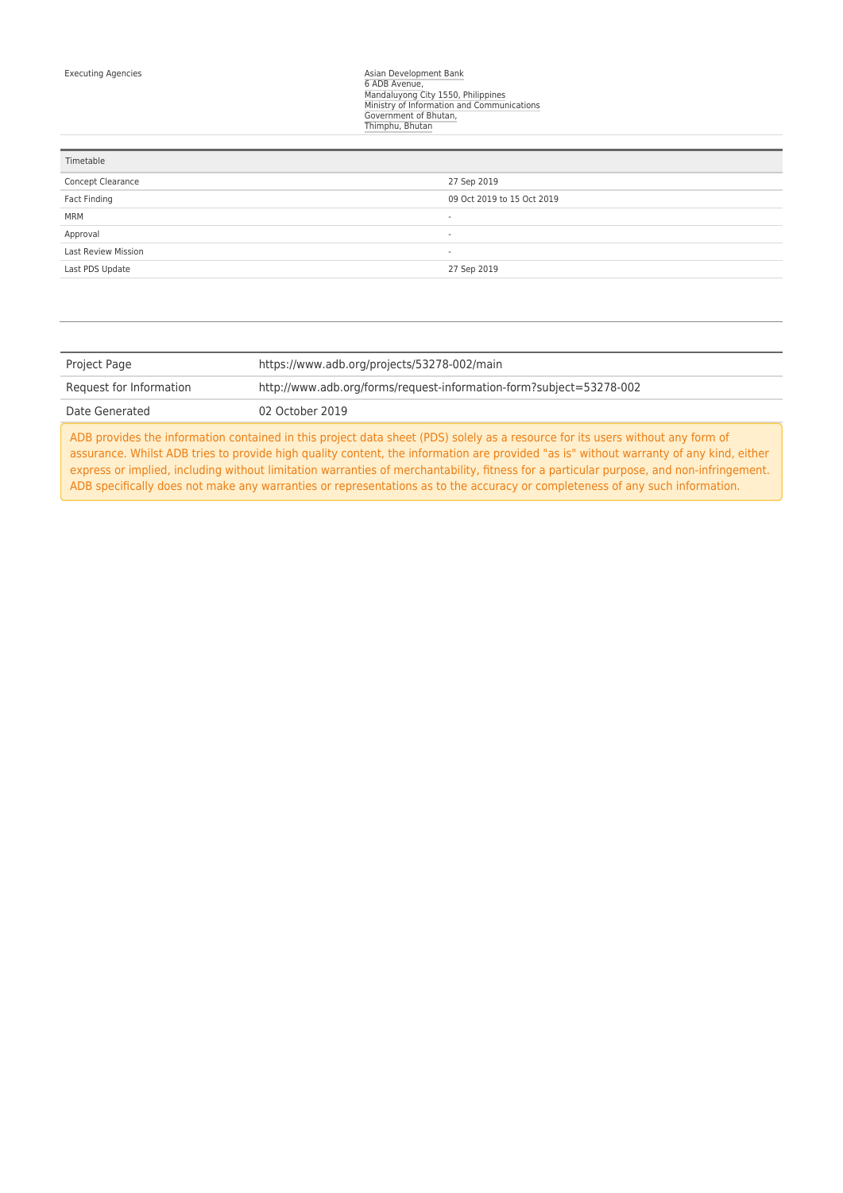| | |
|---|---|
| Executing Agencies | Asian Development Bank<br>6 ADB Avenue,<br>Mandaluyong City 1550, Philippines<br>Ministry of Information and Communications<br>Government of Bhutan,<br>Thimphu, Bhutan |

| Timetable | |
|---|---|
| Concept Clearance | 27 Sep 2019 |
| Fact Finding | 09 Oct 2019 to 15 Oct 2019 |
| MRM | - |
| Approval | - |
| Last Review Mission | - |
| Last PDS Update | 27 Sep 2019 |

| | |
|---|---|
| Project Page | https://www.adb.org/projects/53278-002/main |
| Request for Information | http://www.adb.org/forms/request-information-form?subject=53278-002 |
| Date Generated | 02 October 2019 |

ADB provides the information contained in this project data sheet (PDS) solely as a resource for its users without any form of assurance. Whilst ADB tries to provide high quality content, the information are provided "as is" without warranty of any kind, either express or implied, including without limitation warranties of merchantability, fitness for a particular purpose, and non-infringement. ADB specifically does not make any warranties or representations as to the accuracy or completeness of any such information.